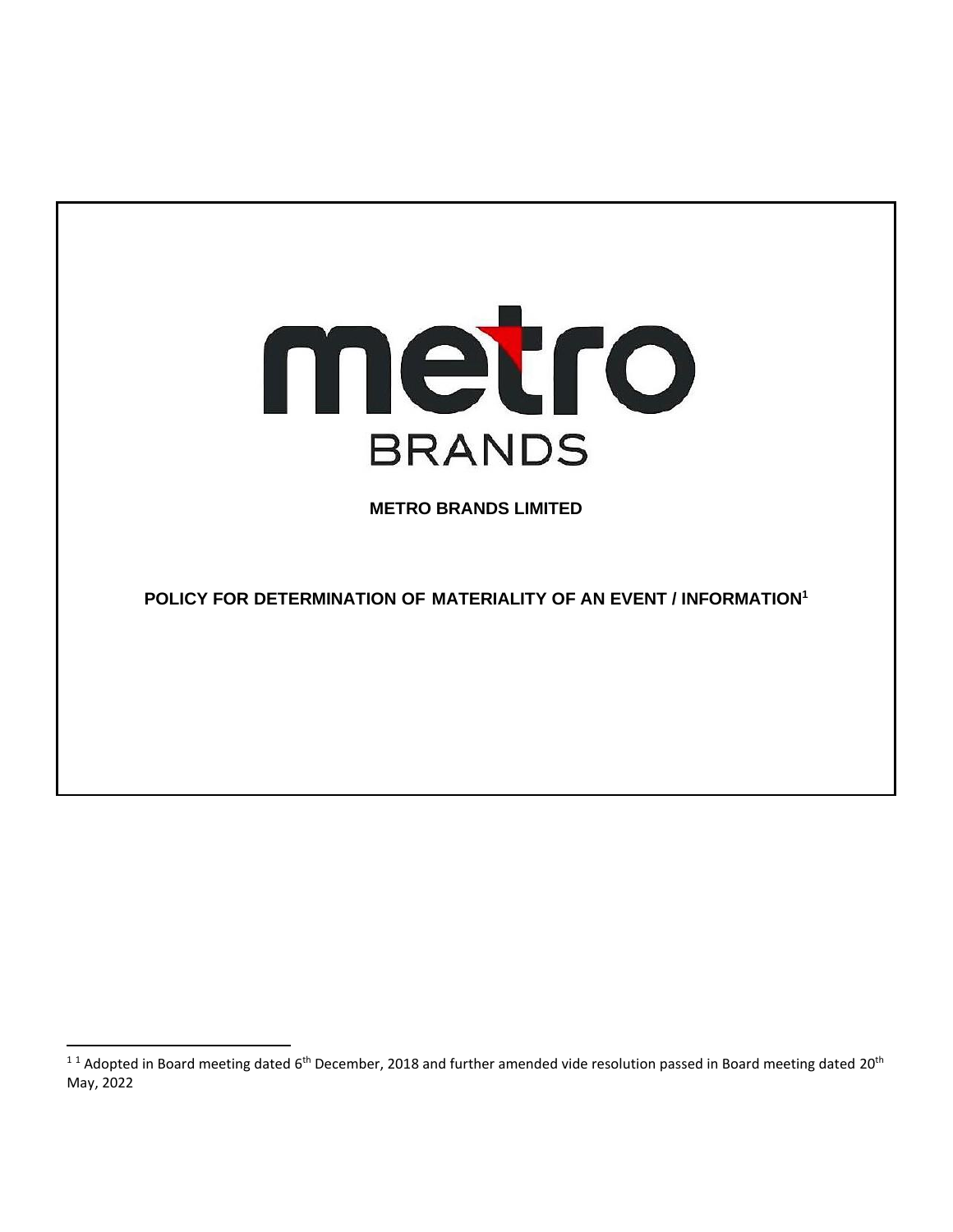metro

BRANDS

**METRO BRANDS LIMITED**

# POLICY FOR DETERMINATION OF MATERIALITY OF AN EVENT / INFORMATION[1]

---

[1] [1] Adopted in Board meeting dated 6th December, 2018 and further amended vide resolution passed in Board meeting dated 20th May, 2022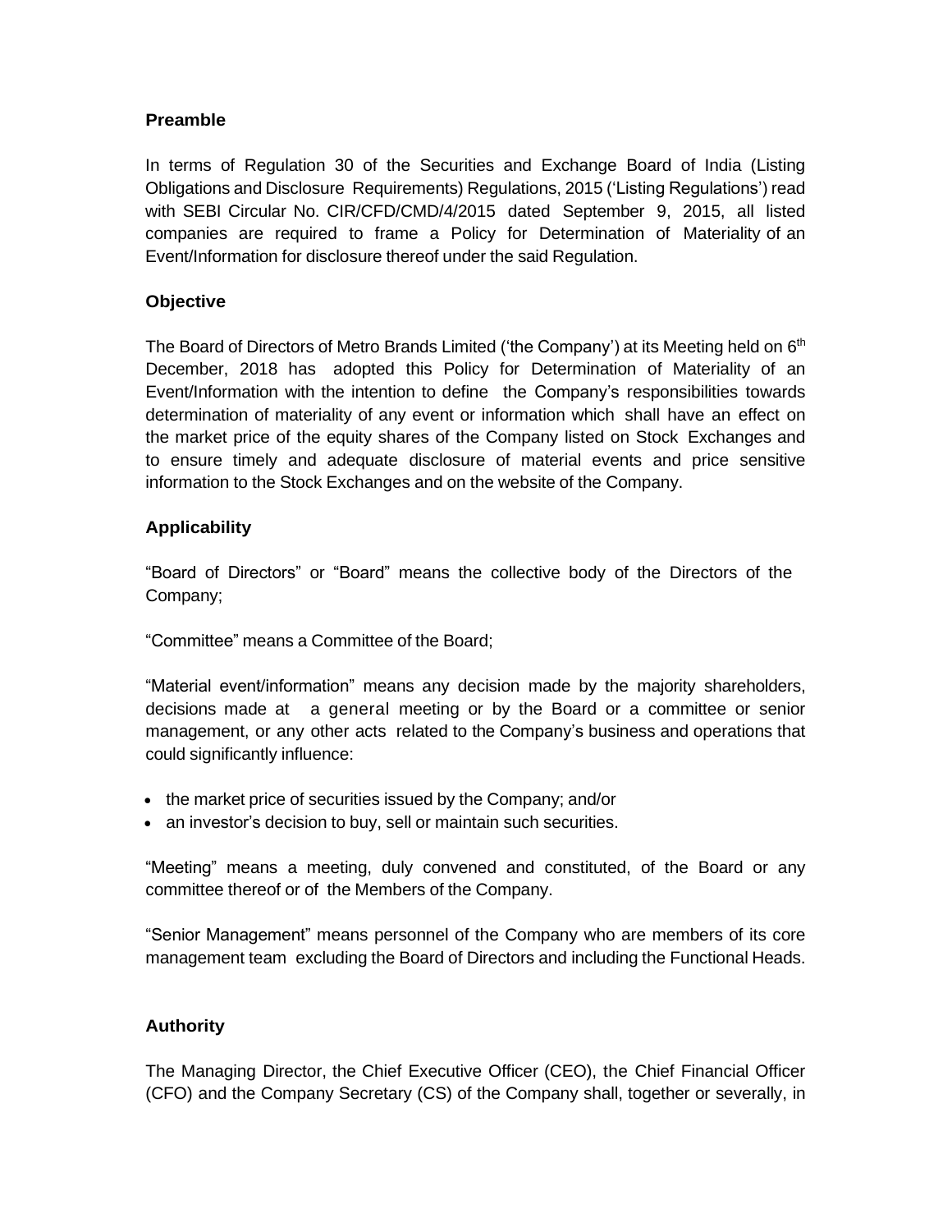## Preamble

In terms of Regulation 30 of the Securities and Exchange Board of India (Listing Obligations and Disclosure Requirements) Regulations, 2015 ('Listing Regulations') read with SEBI Circular No. CIR/CFD/CMD/4/2015 dated September 9, 2015, all listed companies are required to frame a Policy for Determination of Materiality of an Event/Information for disclosure thereof under the said Regulation.

## Objective

The Board of Directors of Metro Brands Limited ('the Company') at its Meeting held on 6th December, 2018 has adopted this Policy for Determination of Materiality of an Event/Information with the intention to define the Company's responsibilities towards determination of materiality of any event or information which shall have an effect on the market price of the equity shares of the Company listed on Stock Exchanges and to ensure timely and adequate disclosure of material events and price sensitive information to the Stock Exchanges and on the website of the Company.

## Applicability

"Board of Directors" or "Board" means the collective body of the Directors of the Company;

"Committee" means a Committee of the Board;

"Material event/information" means any decision made by the majority shareholders, decisions made at a general meeting or by the Board or a committee or senior management, or any other acts related to the Company's business and operations that could significantly influence:

- the market price of securities issued by the Company; and/or
- an investor's decision to buy, sell or maintain such securities.

"Meeting" means a meeting, duly convened and constituted, of the Board or any committee thereof or of the Members of the Company.

"Senior Management" means personnel of the Company who are members of its core management team excluding the Board of Directors and including the Functional Heads.

## Authority

The Managing Director, the Chief Executive Officer (CEO), the Chief Financial Officer (CFO) and the Company Secretary (CS) of the Company shall, together or severally, in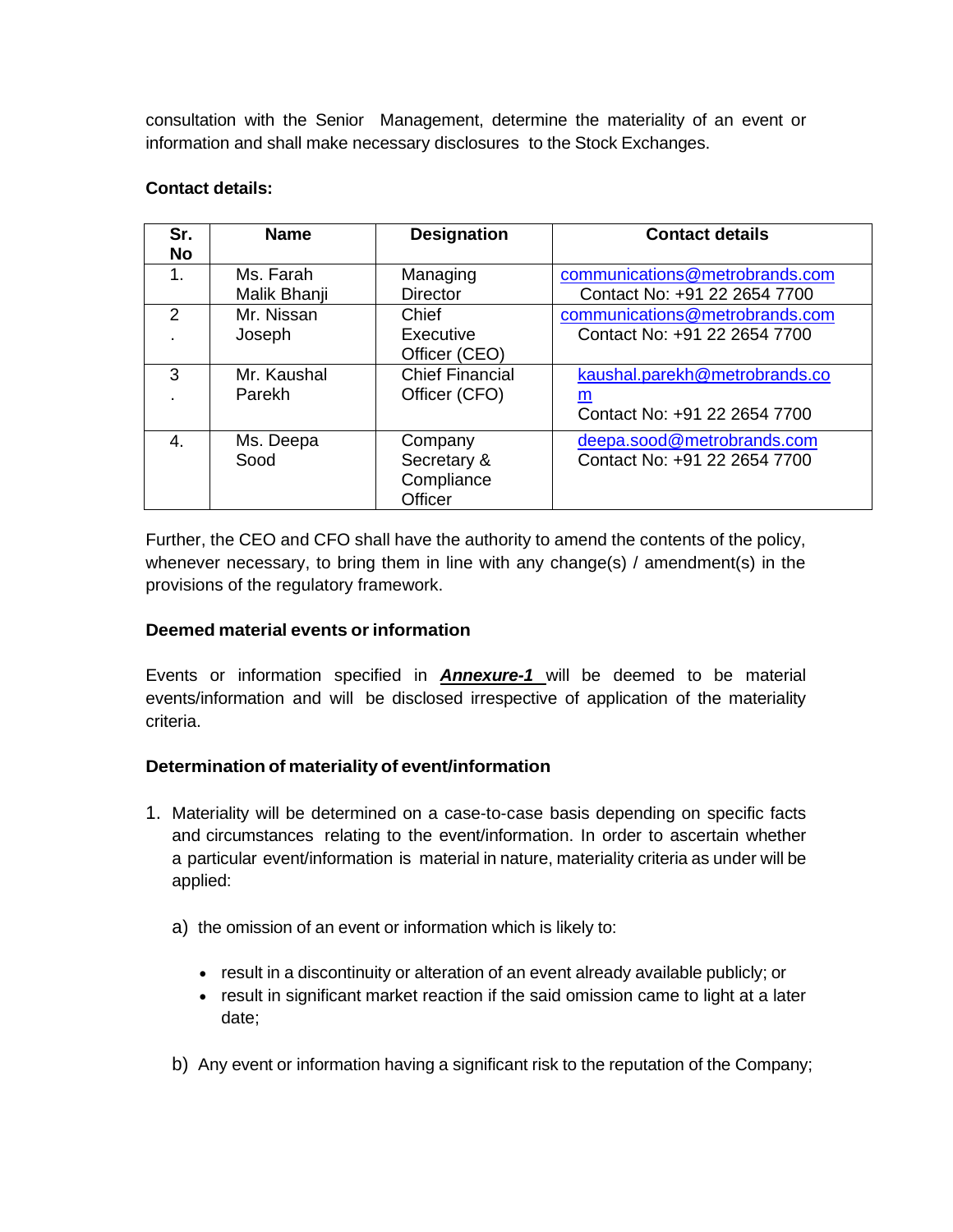consultation with the Senior Management, determine the materiality of an event or information and shall make necessary disclosures to the Stock Exchanges.

**Contact details:**

| Sr. No | Name | Designation | Contact details |
|---|---|---|---|
| 1. | Ms. Farah Malik Bhanji | Managing Director | communications@metrobrands.com Contact No: +91 22 2654 7700 |
| 2. | Mr. Nissan Joseph | Chief Executive Officer (CEO) | communications@metrobrands.com Contact No: +91 22 2654 7700 |
| 3. | Mr. Kaushal Parekh | Chief Financial Officer (CFO) | kaushal.parekh@metrobrands.com Contact No: +91 22 2654 7700 |
| 4. | Ms. Deepa Sood | Company Secretary & Compliance Officer | deepa.sood@metrobrands.com Contact No: +91 22 2654 7700 |

Further, the CEO and CFO shall have the authority to amend the contents of the policy, whenever necessary, to bring them in line with any change(s) / amendment(s) in the provisions of the regulatory framework.

**Deemed material events or information**

Events or information specified in ***Annexure-1*** will be deemed to be material events/information and will be disclosed irrespective of application of the materiality criteria.

**Determination of materiality of event/information**

1. Materiality will be determined on a case-to-case basis depending on specific facts and circumstances relating to the event/information. In order to ascertain whether a particular event/information is material in nature, materiality criteria as under will be applied:

   a) the omission of an event or information which is likely to:

      - result in a discontinuity or alteration of an event already available publicly; or
      - result in significant market reaction if the said omission came to light at a later date;

   b) Any event or information having a significant risk to the reputation of the Company;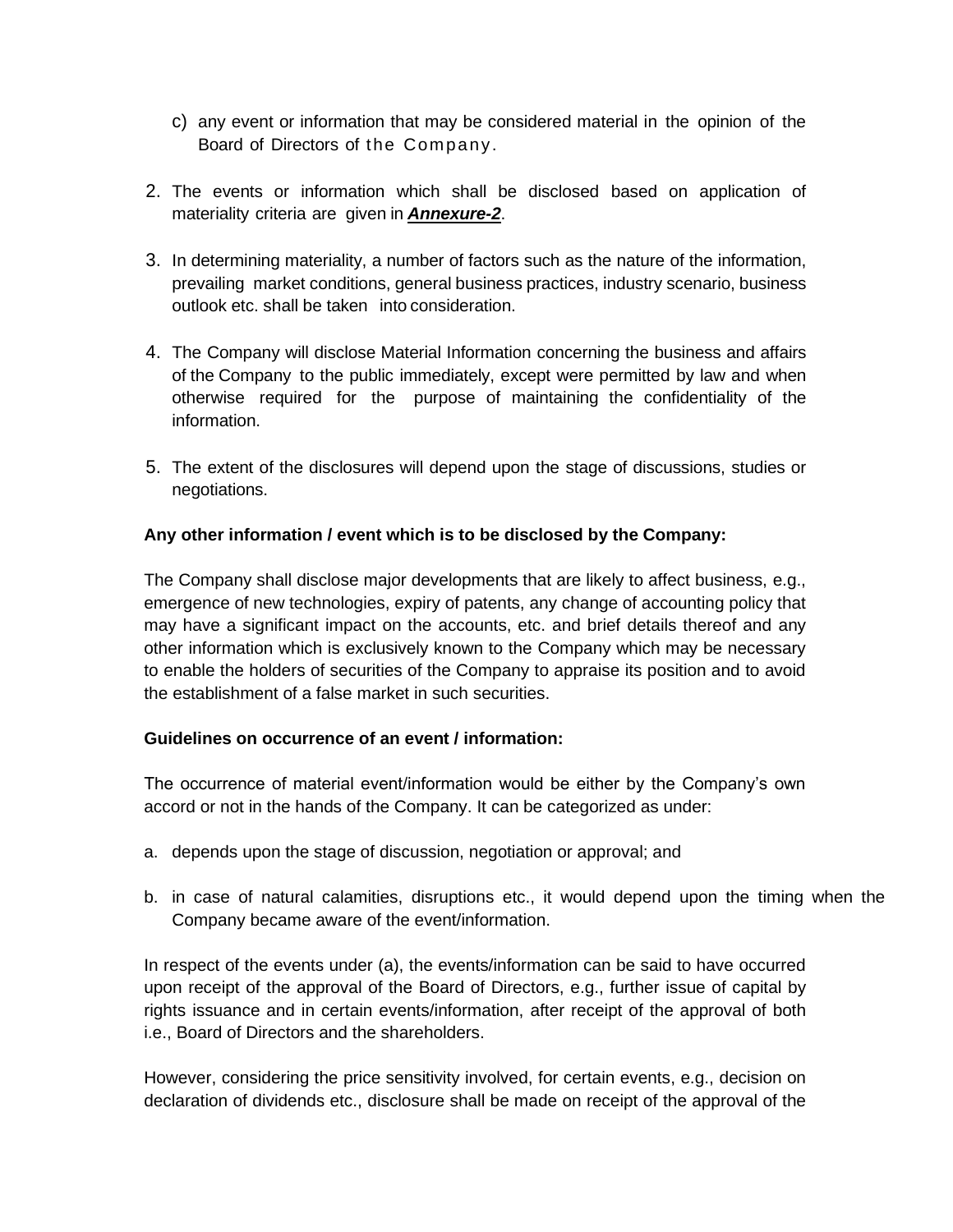c) any event or information that may be considered material in the opinion of the Board of Directors of the Company.

2. The events or information which shall be disclosed based on application of materiality criteria are given in ***Annexure-2***.

3. In determining materiality, a number of factors such as the nature of the information, prevailing market conditions, general business practices, industry scenario, business outlook etc. shall be taken into consideration.

4. The Company will disclose Material Information concerning the business and affairs of the Company to the public immediately, except were permitted by law and when otherwise required for the purpose of maintaining the confidentiality of the information.

5. The extent of the disclosures will depend upon the stage of discussions, studies or negotiations.

**Any other information / event which is to be disclosed by the Company:**

The Company shall disclose major developments that are likely to affect business, e.g., emergence of new technologies, expiry of patents, any change of accounting policy that may have a significant impact on the accounts, etc. and brief details thereof and any other information which is exclusively known to the Company which may be necessary to enable the holders of securities of the Company to appraise its position and to avoid the establishment of a false market in such securities.

**Guidelines on occurrence of an event / information:**

The occurrence of material event/information would be either by the Company's own accord or not in the hands of the Company. It can be categorized as under:

a. depends upon the stage of discussion, negotiation or approval; and

b. in case of natural calamities, disruptions etc., it would depend upon the timing when the Company became aware of the event/information.

In respect of the events under (a), the events/information can be said to have occurred upon receipt of the approval of the Board of Directors, e.g., further issue of capital by rights issuance and in certain events/information, after receipt of the approval of both i.e., Board of Directors and the shareholders.

However, considering the price sensitivity involved, for certain events, e.g., decision on declaration of dividends etc., disclosure shall be made on receipt of the approval of the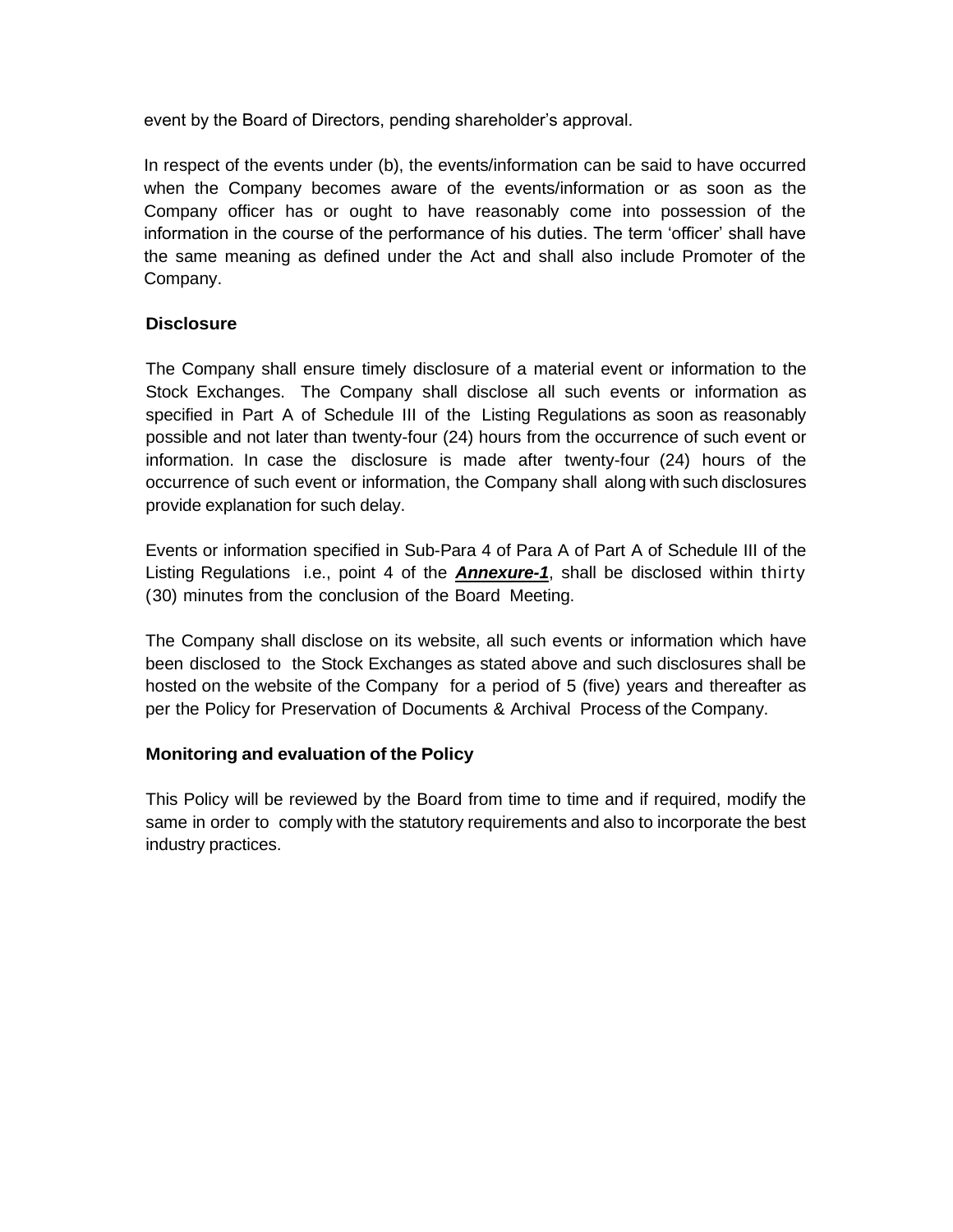event by the Board of Directors, pending shareholder's approval.

In respect of the events under (b), the events/information can be said to have occurred when the Company becomes aware of the events/information or as soon as the Company officer has or ought to have reasonably come into possession of the information in the course of the performance of his duties. The term 'officer' shall have the same meaning as defined under the Act and shall also include Promoter of the Company.

**Disclosure**

The Company shall ensure timely disclosure of a material event or information to the Stock Exchanges. The Company shall disclose all such events or information as specified in Part A of Schedule III of the Listing Regulations as soon as reasonably possible and not later than twenty-four (24) hours from the occurrence of such event or information. In case the disclosure is made after twenty-four (24) hours of the occurrence of such event or information, the Company shall along with such disclosures provide explanation for such delay.

Events or information specified in Sub-Para 4 of Para A of Part A of Schedule III of the Listing Regulations i.e., point 4 of the ***Annexure-1***, shall be disclosed within thirty (30) minutes from the conclusion of the Board Meeting.

The Company shall disclose on its website, all such events or information which have been disclosed to the Stock Exchanges as stated above and such disclosures shall be hosted on the website of the Company for a period of 5 (five) years and thereafter as per the Policy for Preservation of Documents & Archival Process of the Company.

**Monitoring and evaluation of the Policy**

This Policy will be reviewed by the Board from time to time and if required, modify the same in order to comply with the statutory requirements and also to incorporate the best industry practices.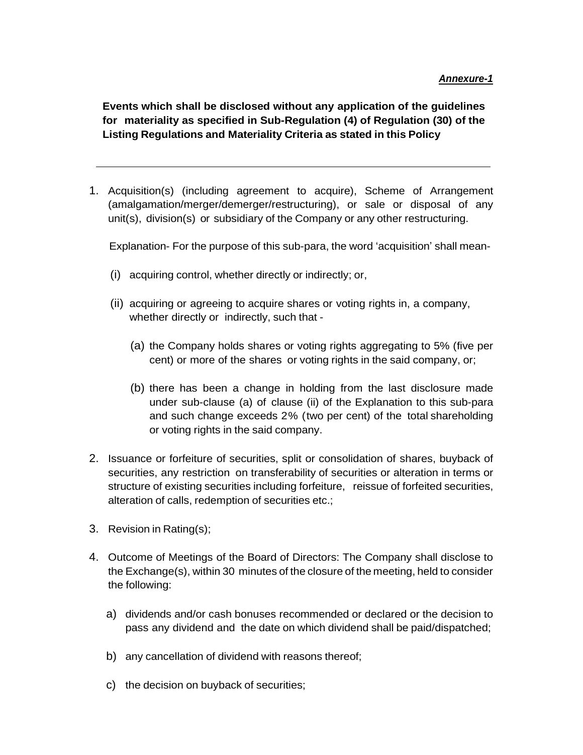***Annexure-1***

**Events which shall be disclosed without any application of the guidelines for materiality as specified in Sub-Regulation (4) of Regulation (30) of the Listing Regulations and Materiality Criteria as stated in this Policy**

---

1. Acquisition(s) (including agreement to acquire), Scheme of Arrangement (amalgamation/merger/demerger/restructuring), or sale or disposal of any unit(s), division(s) or subsidiary of the Company or any other restructuring.

   Explanation- For the purpose of this sub-para, the word 'acquisition' shall mean-

   (i) acquiring control, whether directly or indirectly; or,

   (ii) acquiring or agreeing to acquire shares or voting rights in, a company, whether directly or indirectly, such that -

      (a) the Company holds shares or voting rights aggregating to 5% (five per cent) or more of the shares or voting rights in the said company, or;

      (b) there has been a change in holding from the last disclosure made under sub-clause (a) of clause (ii) of the Explanation to this sub-para and such change exceeds 2% (two per cent) of the total shareholding or voting rights in the said company.

2. Issuance or forfeiture of securities, split or consolidation of shares, buyback of securities, any restriction on transferability of securities or alteration in terms or structure of existing securities including forfeiture, reissue of forfeited securities, alteration of calls, redemption of securities etc.;

3. Revision in Rating(s);

4. Outcome of Meetings of the Board of Directors: The Company shall disclose to the Exchange(s), within 30 minutes of the closure of the meeting, held to consider the following:

   a) dividends and/or cash bonuses recommended or declared or the decision to pass any dividend and the date on which dividend shall be paid/dispatched;

   b) any cancellation of dividend with reasons thereof;

   c) the decision on buyback of securities;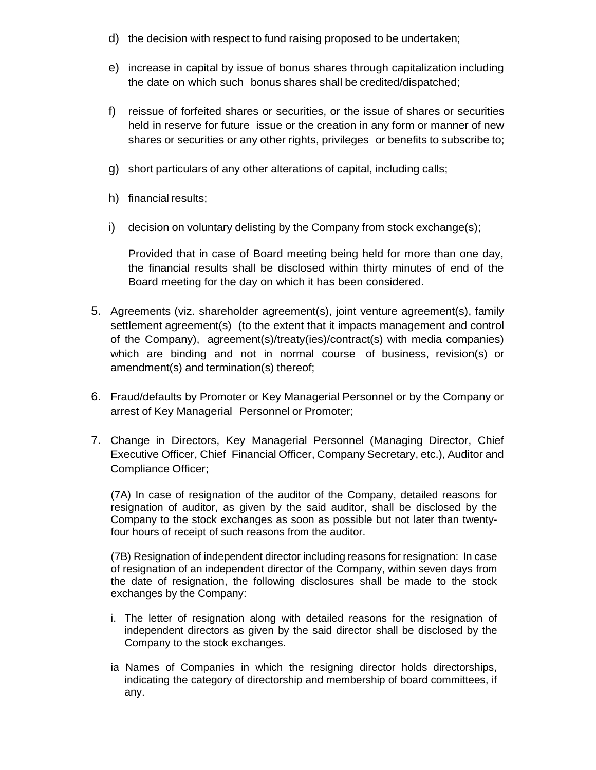d) the decision with respect to fund raising proposed to be undertaken;

e) increase in capital by issue of bonus shares through capitalization including the date on which such bonus shares shall be credited/dispatched;

f) reissue of forfeited shares or securities, or the issue of shares or securities held in reserve for future issue or the creation in any form or manner of new shares or securities or any other rights, privileges or benefits to subscribe to;

g) short particulars of any other alterations of capital, including calls;

h) financial results;

i) decision on voluntary delisting by the Company from stock exchange(s);

Provided that in case of Board meeting being held for more than one day, the financial results shall be disclosed within thirty minutes of end of the Board meeting for the day on which it has been considered.

5. Agreements (viz. shareholder agreement(s), joint venture agreement(s), family settlement agreement(s) (to the extent that it impacts management and control of the Company), agreement(s)/treaty(ies)/contract(s) with media companies) which are binding and not in normal course of business, revision(s) or amendment(s) and termination(s) thereof;

6. Fraud/defaults by Promoter or Key Managerial Personnel or by the Company or arrest of Key Managerial Personnel or Promoter;

7. Change in Directors, Key Managerial Personnel (Managing Director, Chief Executive Officer, Chief Financial Officer, Company Secretary, etc.), Auditor and Compliance Officer;

(7A) In case of resignation of the auditor of the Company, detailed reasons for resignation of auditor, as given by the said auditor, shall be disclosed by the Company to the stock exchanges as soon as possible but not later than twenty-four hours of receipt of such reasons from the auditor.

(7B) Resignation of independent director including reasons for resignation: In case of resignation of an independent director of the Company, within seven days from the date of resignation, the following disclosures shall be made to the stock exchanges by the Company:

i. The letter of resignation along with detailed reasons for the resignation of independent directors as given by the said director shall be disclosed by the Company to the stock exchanges.

ia Names of Companies in which the resigning director holds directorships, indicating the category of directorship and membership of board committees, if any.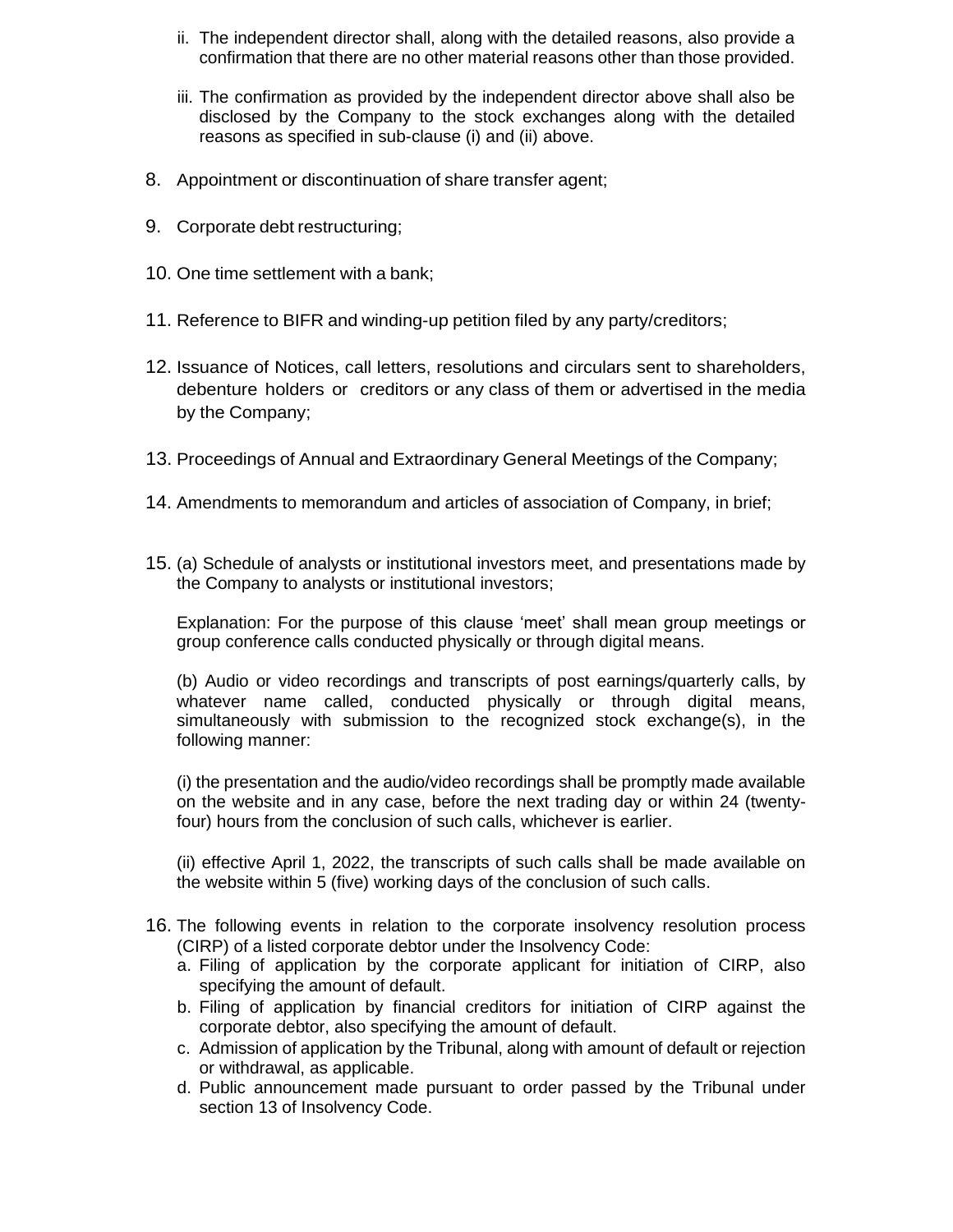ii. The independent director shall, along with the detailed reasons, also provide a confirmation that there are no other material reasons other than those provided.

iii. The confirmation as provided by the independent director above shall also be disclosed by the Company to the stock exchanges along with the detailed reasons as specified in sub-clause (i) and (ii) above.

8. Appointment or discontinuation of share transfer agent;

9. Corporate debt restructuring;

10. One time settlement with a bank;

11. Reference to BIFR and winding-up petition filed by any party/creditors;

12. Issuance of Notices, call letters, resolutions and circulars sent to shareholders, debenture holders or creditors or any class of them or advertised in the media by the Company;

13. Proceedings of Annual and Extraordinary General Meetings of the Company;

14. Amendments to memorandum and articles of association of Company, in brief;

15. (a) Schedule of analysts or institutional investors meet, and presentations made by the Company to analysts or institutional investors;

    Explanation: For the purpose of this clause 'meet' shall mean group meetings or group conference calls conducted physically or through digital means.

    (b) Audio or video recordings and transcripts of post earnings/quarterly calls, by whatever name called, conducted physically or through digital means, simultaneously with submission to the recognized stock exchange(s), in the following manner:

    (i) the presentation and the audio/video recordings shall be promptly made available on the website and in any case, before the next trading day or within 24 (twenty-four) hours from the conclusion of such calls, whichever is earlier.

    (ii) effective April 1, 2022, the transcripts of such calls shall be made available on the website within 5 (five) working days of the conclusion of such calls.

16. The following events in relation to the corporate insolvency resolution process (CIRP) of a listed corporate debtor under the Insolvency Code:
    a. Filing of application by the corporate applicant for initiation of CIRP, also specifying the amount of default.
    b. Filing of application by financial creditors for initiation of CIRP against the corporate debtor, also specifying the amount of default.
    c. Admission of application by the Tribunal, along with amount of default or rejection or withdrawal, as applicable.
    d. Public announcement made pursuant to order passed by the Tribunal under section 13 of Insolvency Code.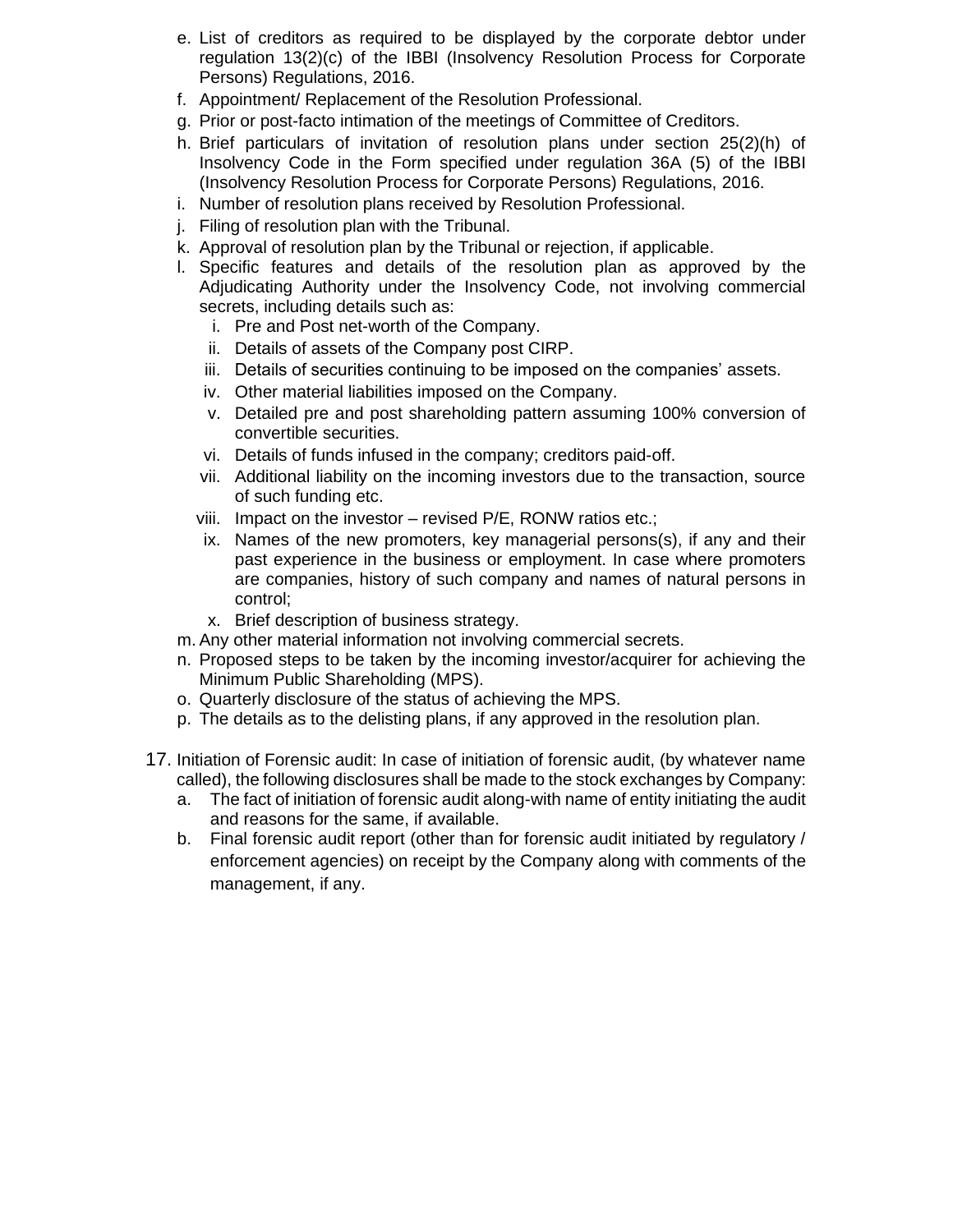e. List of creditors as required to be displayed by the corporate debtor under regulation 13(2)(c) of the IBBI (Insolvency Resolution Process for Corporate Persons) Regulations, 2016.
f. Appointment/ Replacement of the Resolution Professional.
g. Prior or post-facto intimation of the meetings of Committee of Creditors.
h. Brief particulars of invitation of resolution plans under section 25(2)(h) of Insolvency Code in the Form specified under regulation 36A (5) of the IBBI (Insolvency Resolution Process for Corporate Persons) Regulations, 2016.
i. Number of resolution plans received by Resolution Professional.
j. Filing of resolution plan with the Tribunal.
k. Approval of resolution plan by the Tribunal or rejection, if applicable.
l. Specific features and details of the resolution plan as approved by the Adjudicating Authority under the Insolvency Code, not involving commercial secrets, including details such as:
   i. Pre and Post net-worth of the Company.
   ii. Details of assets of the Company post CIRP.
   iii. Details of securities continuing to be imposed on the companies' assets.
   iv. Other material liabilities imposed on the Company.
   v. Detailed pre and post shareholding pattern assuming 100% conversion of convertible securities.
   vi. Details of funds infused in the company; creditors paid-off.
   vii. Additional liability on the incoming investors due to the transaction, source of such funding etc.
   viii. Impact on the investor – revised P/E, RONW ratios etc.;
   ix. Names of the new promoters, key managerial persons(s), if any and their past experience in the business or employment. In case where promoters are companies, history of such company and names of natural persons in control;
   x. Brief description of business strategy.
m. Any other material information not involving commercial secrets.
n. Proposed steps to be taken by the incoming investor/acquirer for achieving the Minimum Public Shareholding (MPS).
o. Quarterly disclosure of the status of achieving the MPS.
p. The details as to the delisting plans, if any approved in the resolution plan.

17. Initiation of Forensic audit: In case of initiation of forensic audit, (by whatever name called), the following disclosures shall be made to the stock exchanges by Company:
   a. The fact of initiation of forensic audit along-with name of entity initiating the audit and reasons for the same, if available.
   b. Final forensic audit report (other than for forensic audit initiated by regulatory / enforcement agencies) on receipt by the Company along with comments of the management, if any.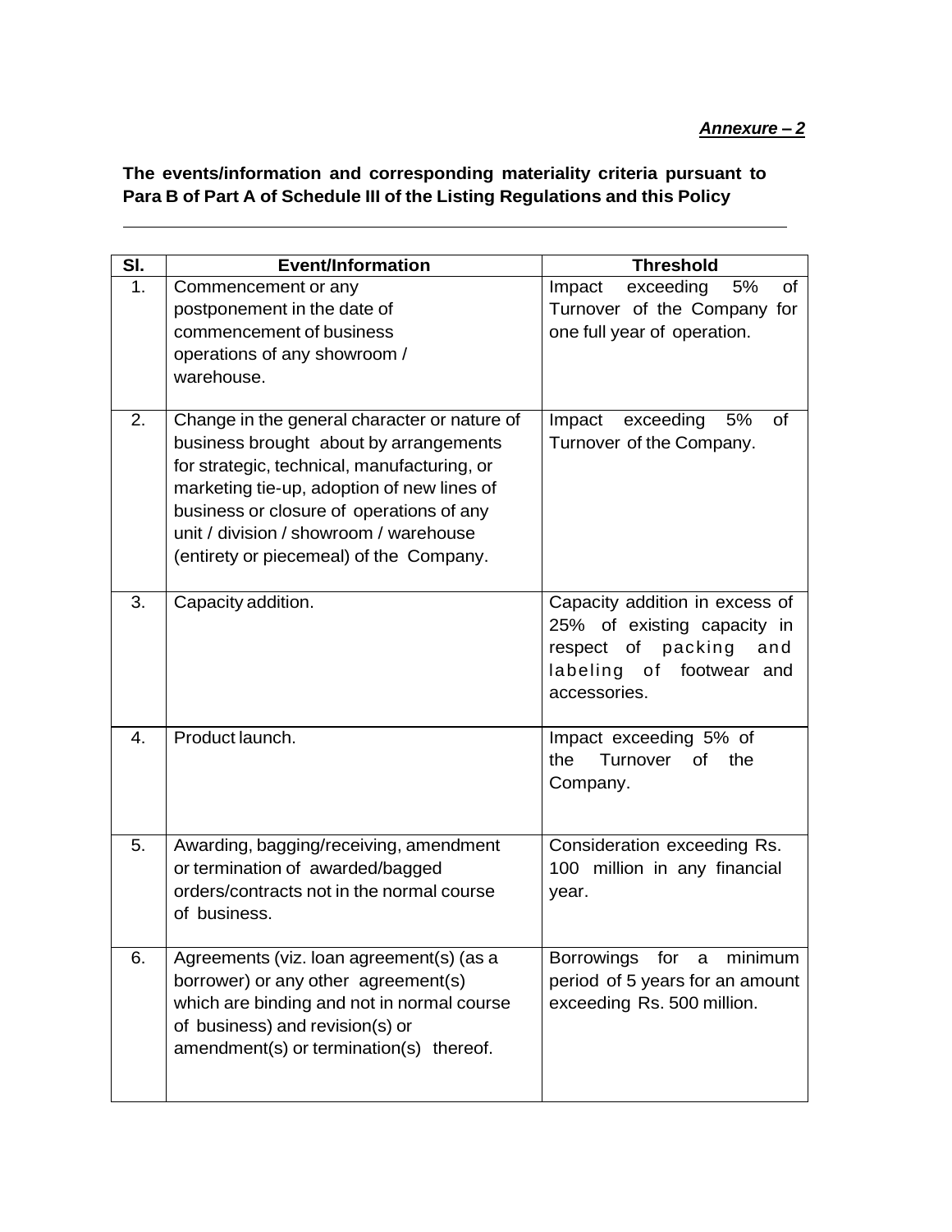***Annexure – 2***

**The events/information and corresponding materiality criteria pursuant to Para B of Part A of Schedule III of the Listing Regulations and this Policy**

| Sl. | Event/Information | Threshold |
|---|---|---|
| 1. | Commencement or any postponement in the date of commencement of business operations of any showroom / warehouse. | Impact exceeding 5% of Turnover of the Company for one full year of operation. |
| 2. | Change in the general character or nature of business brought about by arrangements for strategic, technical, manufacturing, or marketing tie-up, adoption of new lines of business or closure of operations of any unit / division / showroom / warehouse (entirety or piecemeal) of the Company. | Impact exceeding 5% of Turnover of the Company. |
| 3. | Capacity addition. | Capacity addition in excess of 25% of existing capacity in respect of packing and labeling of footwear and accessories. |
| 4. | Product launch. | Impact exceeding 5% of the Turnover of the Company. |
| 5. | Awarding, bagging/receiving, amendment or termination of awarded/bagged orders/contracts not in the normal course of business. | Consideration exceeding Rs. 100 million in any financial year. |
| 6. | Agreements (viz. loan agreement(s) (as a borrower) or any other agreement(s) which are binding and not in normal course of business) and revision(s) or amendment(s) or termination(s) thereof. | Borrowings for a minimum period of 5 years for an amount exceeding Rs. 500 million. |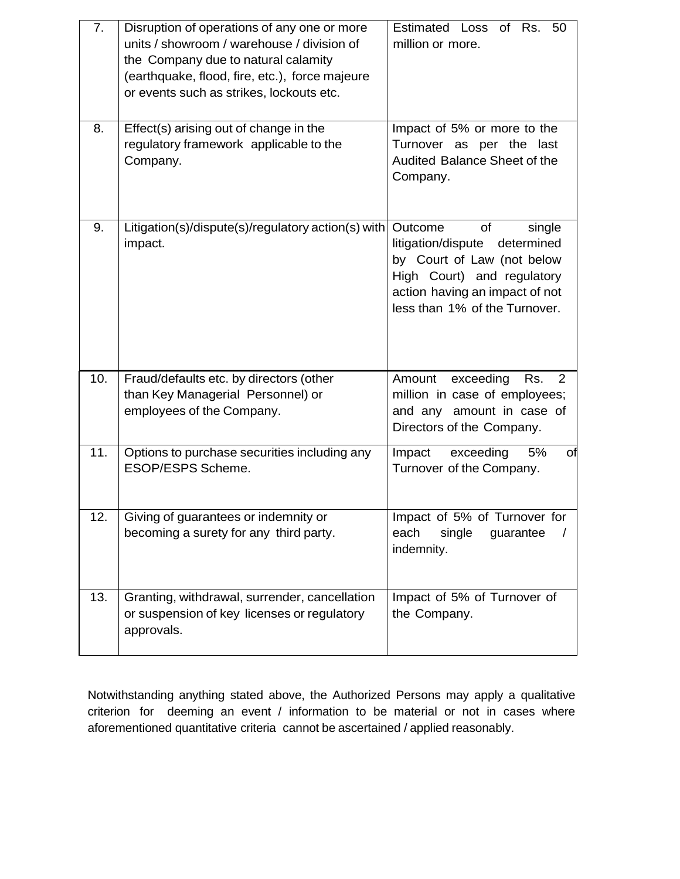| | | |
|---|---|---|
| 7. | Disruption of operations of any one or more units / showroom / warehouse / division of the Company due to natural calamity (earthquake, flood, fire, etc.), force majeure or events such as strikes, lockouts etc. | Estimated Loss of Rs. 50 million or more. |
| 8. | Effect(s) arising out of change in the regulatory framework applicable to the Company. | Impact of 5% or more to the Turnover as per the last Audited Balance Sheet of the Company. |
| 9. | Litigation(s)/dispute(s)/regulatory action(s) with impact. | Outcome of single litigation/dispute determined by Court of Law (not below High Court) and regulatory action having an impact of not less than 1% of the Turnover. |
| 10. | Fraud/defaults etc. by directors (other than Key Managerial Personnel) or employees of the Company. | Amount exceeding Rs. 2 million in case of employees; and any amount in case of Directors of the Company. |
| 11. | Options to purchase securities including any ESOP/ESPS Scheme. | Impact exceeding 5% of Turnover of the Company. |
| 12. | Giving of guarantees or indemnity or becoming a surety for any third party. | Impact of 5% of Turnover for each single guarantee / indemnity. |
| 13. | Granting, withdrawal, surrender, cancellation or suspension of key licenses or regulatory approvals. | Impact of 5% of Turnover of the Company. |

Notwithstanding anything stated above, the Authorized Persons may apply a qualitative criterion for deeming an event / information to be material or not in cases where aforementioned quantitative criteria cannot be ascertained / applied reasonably.